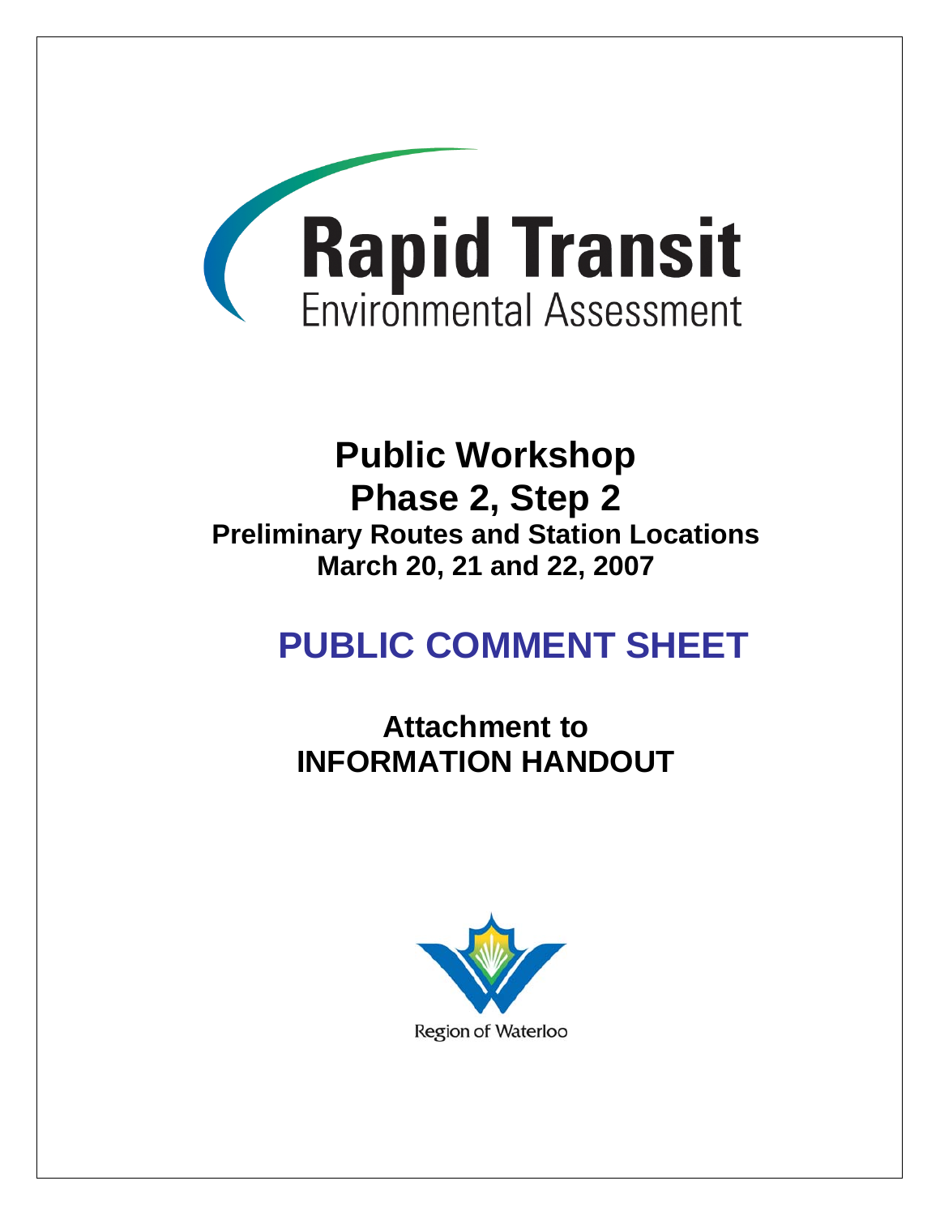# Rapid Transit

Environmental Assessment

## Public Workshop

## Phase 2, Step 2

**Preliminary Routes and Station Locations**

**March 20, 21 and 22, 2007**

# PUBLIC COMMENT SHEET

## Attachment to INFORMATION HANDOUT

Region of Waterloo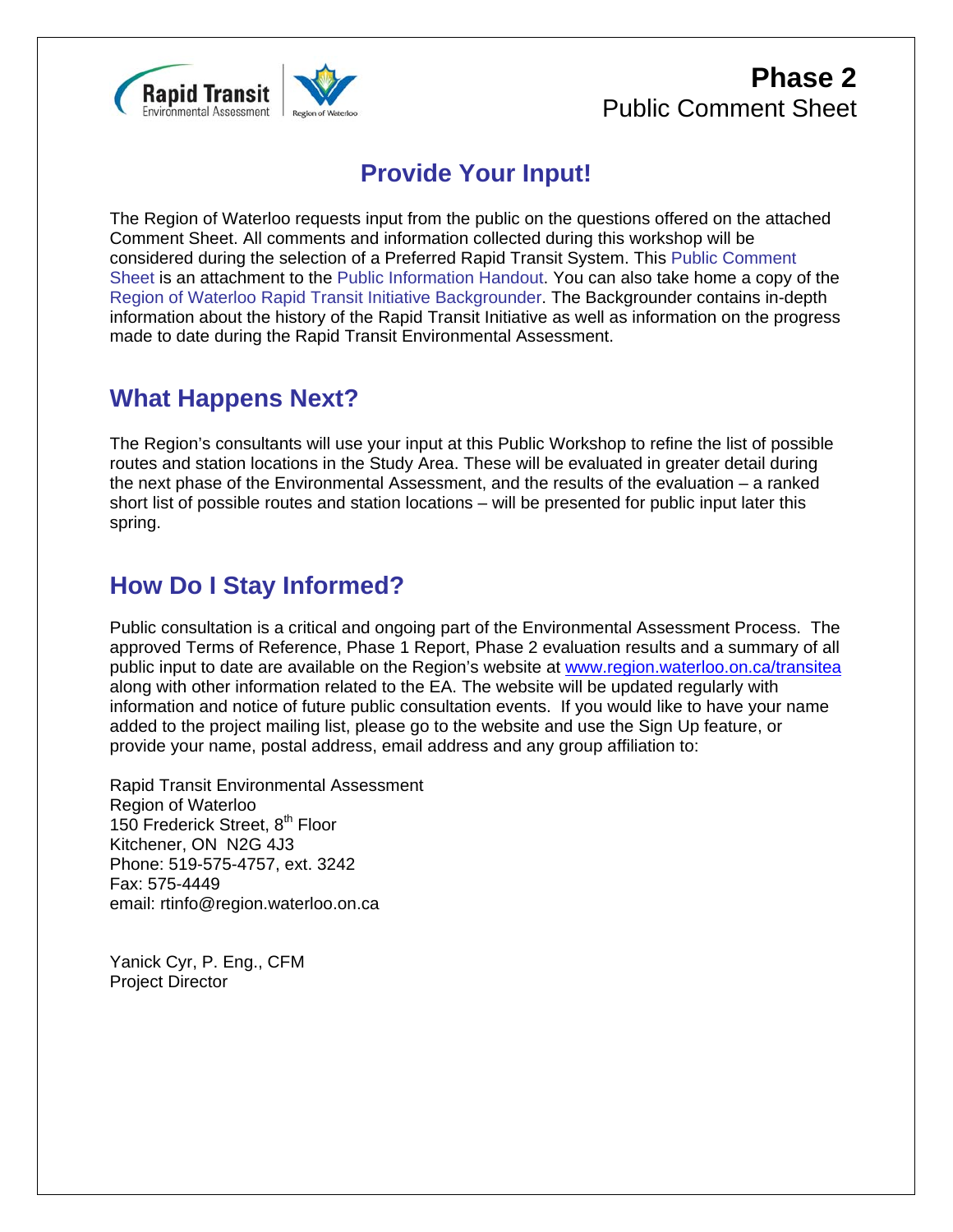Rapid Transit
Environmental Assessment

Region of Waterloo

**Phase 2**
Public Comment Sheet

# Provide Your Input!

The Region of Waterloo requests input from the public on the questions offered on the attached Comment Sheet. All comments and information collected during this workshop will be considered during the selection of a Preferred Rapid Transit System. This Public Comment Sheet is an attachment to the Public Information Handout. You can also take home a copy of the Region of Waterloo Rapid Transit Initiative Backgrounder. The Backgrounder contains in-depth information about the history of the Rapid Transit Initiative as well as information on the progress made to date during the Rapid Transit Environmental Assessment.

## What Happens Next?

The Region's consultants will use your input at this Public Workshop to refine the list of possible routes and station locations in the Study Area. These will be evaluated in greater detail during the next phase of the Environmental Assessment, and the results of the evaluation – a ranked short list of possible routes and station locations – will be presented for public input later this spring.

## How Do I Stay Informed?

Public consultation is a critical and ongoing part of the Environmental Assessment Process. The approved Terms of Reference, Phase 1 Report, Phase 2 evaluation results and a summary of all public input to date are available on the Region's website at www.region.waterloo.on.ca/transitea along with other information related to the EA. The website will be updated regularly with information and notice of future public consultation events. If you would like to have your name added to the project mailing list, please go to the website and use the Sign Up feature, or provide your name, postal address, email address and any group affiliation to:

Rapid Transit Environmental Assessment
Region of Waterloo
150 Frederick Street, 8th Floor
Kitchener, ON N2G 4J3
Phone: 519-575-4757, ext. 3242
Fax: 575-4449
email: rtinfo@region.waterloo.on.ca

Yanick Cyr, P. Eng., CFM
Project Director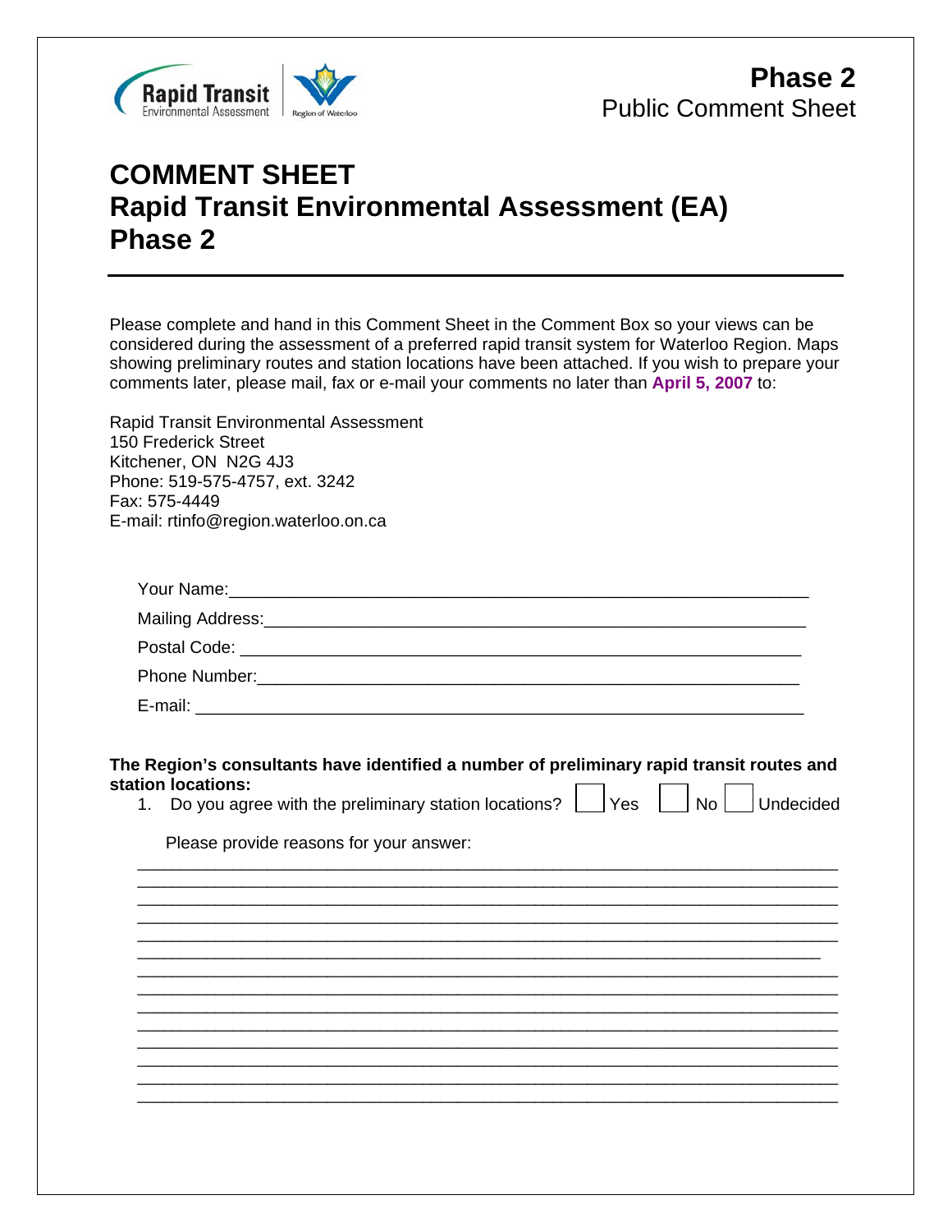**Phase 2**
Public Comment Sheet

# COMMENT SHEET
# Rapid Transit Environmental Assessment (EA)
# Phase 2

---

Please complete and hand in this Comment Sheet in the Comment Box so your views can be considered during the assessment of a preferred rapid transit system for Waterloo Region. Maps showing preliminary routes and station locations have been attached. If you wish to prepare your comments later, please mail, fax or e-mail your comments no later than **April 5, 2007** to:

Rapid Transit Environmental Assessment
150 Frederick Street
Kitchener, ON N2G 4J3
Phone: 519-575-4757, ext. 3242
Fax: 575-4449
E-mail: rtinfo@region.waterloo.on.ca

Your Name:_______________________________________________

Mailing Address:___________________________________________

Postal Code: ______________________________________________

Phone Number:____________________________________________

E-mail: __________________________________________________

**The Region's consultants have identified a number of preliminary rapid transit routes and station locations:**

1. Do you agree with the preliminary station locations? ☐ Yes ☐ No ☐ Undecided

   Please provide reasons for your answer:

   ___________________________________________________________________________
   ___________________________________________________________________________
   ___________________________________________________________________________
   ___________________________________________________________________________
   ___________________________________________________________________________
   ___________________________________________________________________________
   ___________________________________________________________________________
   ___________________________________________________________________________
   ___________________________________________________________________________
   ___________________________________________________________________________
   ___________________________________________________________________________
   ___________________________________________________________________________
   ___________________________________________________________________________
   ___________________________________________________________________________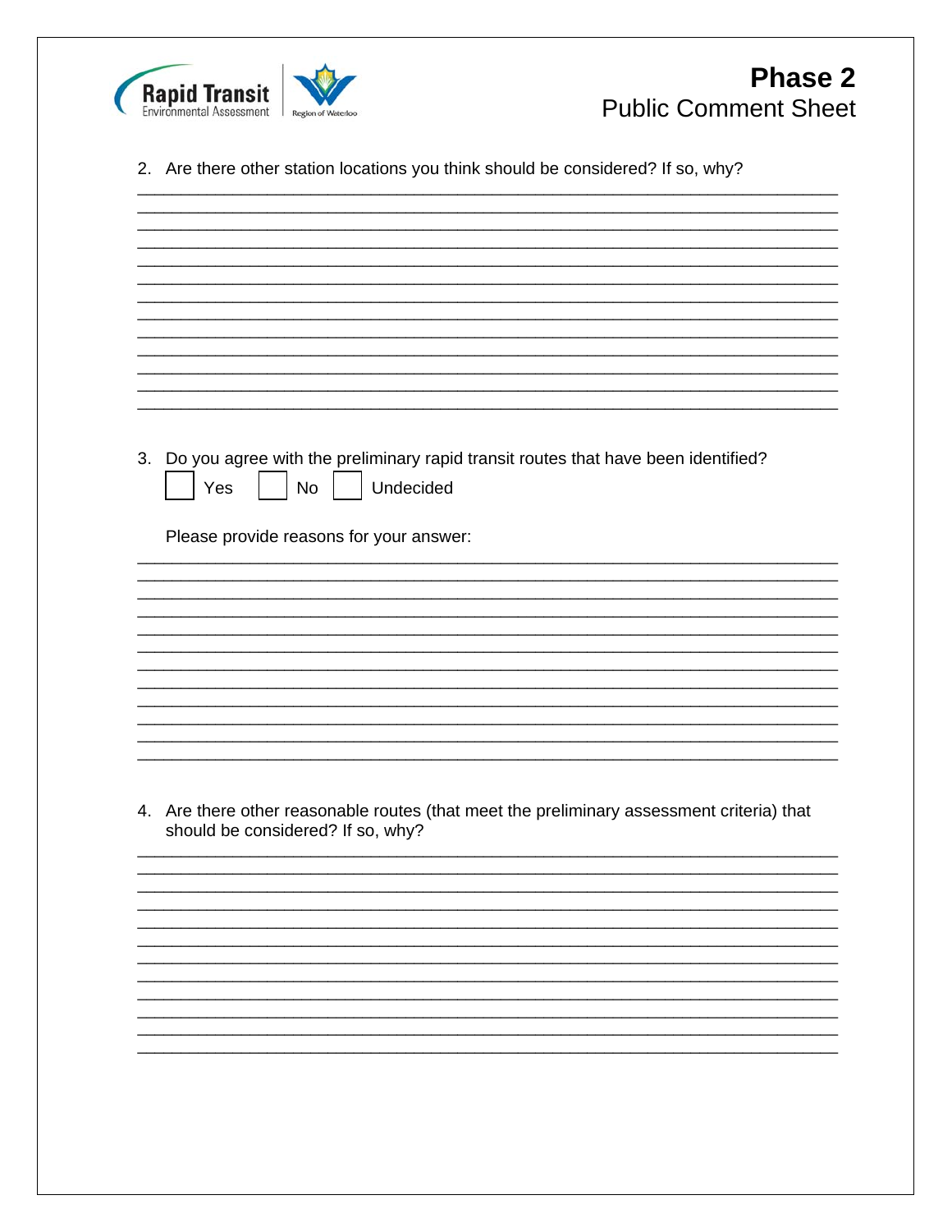# Phase 2
## Public Comment Sheet

2. Are there other station locations you think should be considered? If so, why?

3. Do you agree with the preliminary rapid transit routes that have been identified?

   ☐ Yes ☐ No ☐ Undecided

   Please provide reasons for your answer:

4. Are there other reasonable routes (that meet the preliminary assessment criteria) that should be considered? If so, why?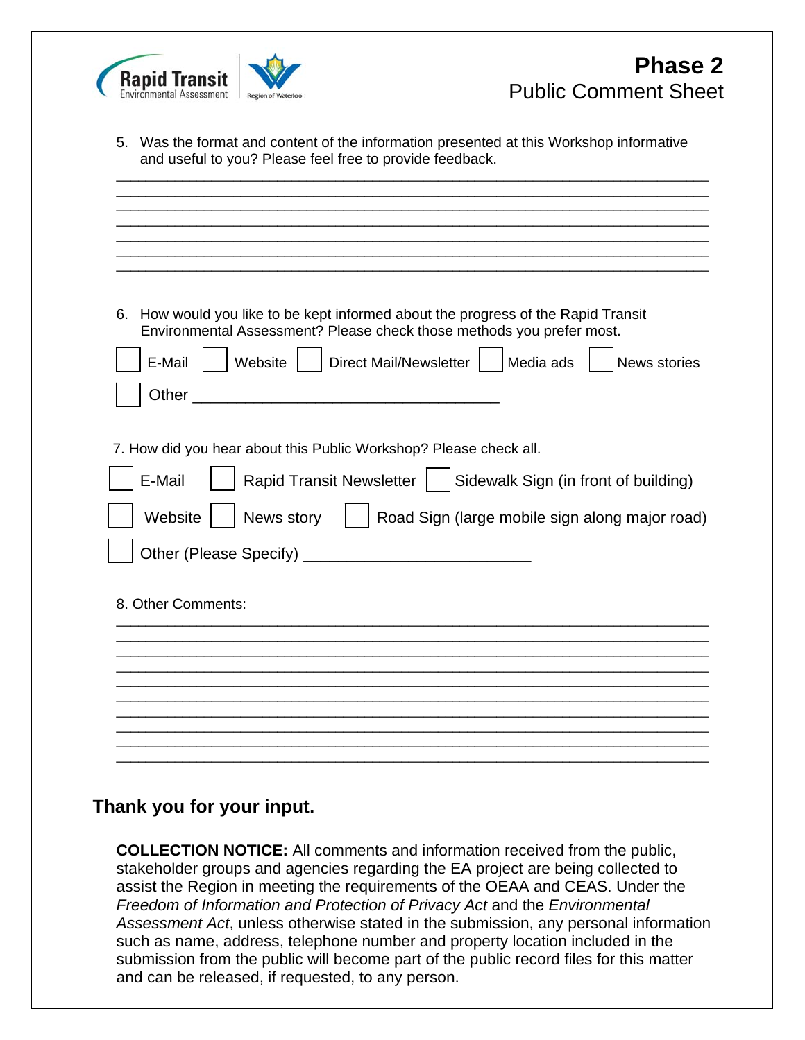Rapid Transit Environmental Assessment | Region of Waterloo

# Phase 2
## Public Comment Sheet

5. Was the format and content of the information presented at this Workshop informative and useful to you? Please feel free to provide feedback.

_______________________________________________________________________
_______________________________________________________________________
_______________________________________________________________________
_______________________________________________________________________
_______________________________________________________________________
_______________________________________________________________________
_______________________________________________________________________

6. How would you like to be kept informed about the progress of the Rapid Transit Environmental Assessment? Please check those methods you prefer most.

☐ E-Mail ☐ Website ☐ Direct Mail/Newsletter ☐ Media ads ☐ News stories

☐ Other ___________________________________

7. How did you hear about this Public Workshop? Please check all.

☐ E-Mail ☐ Rapid Transit Newsletter ☐ Sidewalk Sign (in front of building)

☐ Website ☐ News story ☐ Road Sign (large mobile sign along major road)

☐ Other (Please Specify) _________________________

8. Other Comments:

_______________________________________________________________________
_______________________________________________________________________
_______________________________________________________________________
_______________________________________________________________________
_______________________________________________________________________
_______________________________________________________________________
_______________________________________________________________________
_______________________________________________________________________
_______________________________________________________________________
_______________________________________________________________________

**Thank you for your input.**

**COLLECTION NOTICE:** All comments and information received from the public, stakeholder groups and agencies regarding the EA project are being collected to assist the Region in meeting the requirements of the OEAA and CEAS. Under the *Freedom of Information and Protection of Privacy Act* and the *Environmental Assessment Act*, unless otherwise stated in the submission, any personal information such as name, address, telephone number and property location included in the submission from the public will become part of the public record files for this matter and can be released, if requested, to any person.